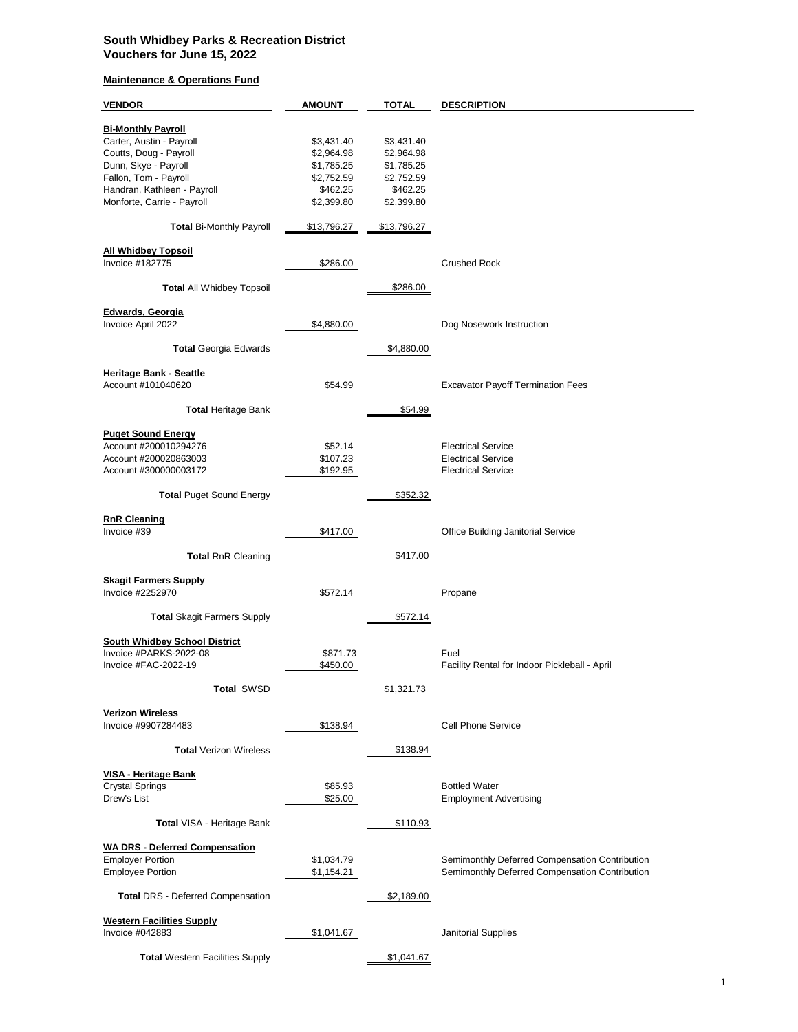**South Whidbey Parks & Recreation District**
**Vouchers for June 15, 2022**

**Maintenance & Operations Fund**

| VENDOR | AMOUNT | TOTAL | DESCRIPTION |
|---|---|---|---|
| **Bi-Monthly Payroll** | | | |
| Carter, Austin - Payroll | $3,431.40 | $3,431.40 | |
| Coutts, Doug - Payroll | $2,964.98 | $2,964.98 | |
| Dunn, Skye - Payroll | $1,785.25 | $1,785.25 | |
| Fallon, Tom - Payroll | $2,752.59 | $2,752.59 | |
| Handran, Kathleen - Payroll | $462.25 | $462.25 | |
| Monforte, Carrie - Payroll | $2,399.80 | $2,399.80 | |
| **Total** Bi-Monthly Payroll | $13,796.27 | $13,796.27 | |
| **All Whidbey Topsoil** | | | |
| Invoice #182775 | $286.00 | | Crushed Rock |
| **Total** All Whidbey Topsoil | | $286.00 | |
| **Edwards, Georgia** | | | |
| Invoice April 2022 | $4,880.00 | | Dog Nosework Instruction |
| **Total** Georgia Edwards | | $4,880.00 | |
| **Heritage Bank - Seattle** | | | |
| Account #101040620 | $54.99 | | Excavator Payoff Termination Fees |
| **Total** Heritage Bank | | $54.99 | |
| **Puget Sound Energy** | | | |
| Account #200010294276 | $52.14 | | Electrical Service |
| Account #200020863003 | $107.23 | | Electrical Service |
| Account #300000003172 | $192.95 | | Electrical Service |
| **Total** Puget Sound Energy | | $352.32 | |
| **RnR Cleaning** | | | |
| Invoice #39 | $417.00 | | Office Building Janitorial Service |
| **Total** RnR Cleaning | | $417.00 | |
| **Skagit Farmers Supply** | | | |
| Invoice #2252970 | $572.14 | | Propane |
| **Total** Skagit Farmers Supply | | $572.14 | |
| **South Whidbey School District** | | | |
| Invoice #PARKS-2022-08 | $871.73 | | Fuel |
| Invoice #FAC-2022-19 | $450.00 | | Facility Rental for Indoor Pickleball - April |
| **Total** SWSD | | $1,321.73 | |
| **Verizon Wireless** | | | |
| Invoice #9907284483 | $138.94 | | Cell Phone Service |
| **Total** Verizon Wireless | | $138.94 | |
| **VISA - Heritage Bank** | | | |
| Crystal Springs | $85.93 | | Bottled Water |
| Drew's List | $25.00 | | Employment Advertising |
| **Total** VISA - Heritage Bank | | $110.93 | |
| **WA DRS - Deferred Compensation** | | | |
| Employer Portion | $1,034.79 | | Semimonthly Deferred Compensation Contribution |
| Employee Portion | $1,154.21 | | Semimonthly Deferred Compensation Contribution |
| **Total** DRS - Deferred Compensation | | $2,189.00 | |
| **Western Facilities Supply** | | | |
| Invoice #042883 | $1,041.67 | | Janitorial Supplies |
| **Total** Western Facilities Supply | | $1,041.67 | |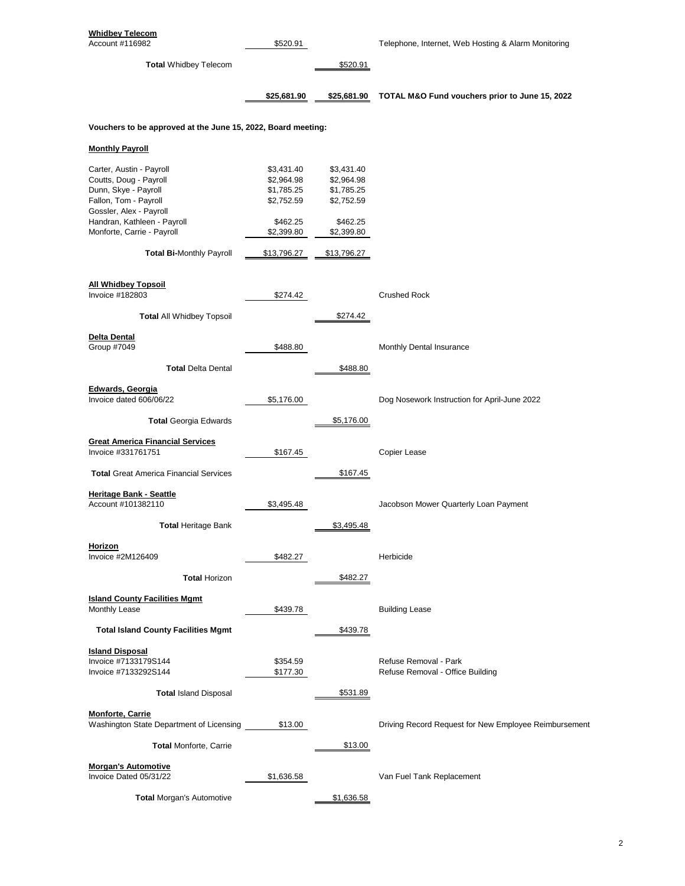| | | | |
|---|---|---|---|
| **Whidbey Telecom** | | | |
| Account #116982 | $520.91 | | Telephone, Internet, Web Hosting & Alarm Monitoring |
| **Total** Whidbey Telecom | | $520.91 | |
| | **$25,681.90** | **$25,681.90** | **TOTAL M&O Fund vouchers prior to June 15, 2022** |

**Vouchers to be approved at the June 15, 2022, Board meeting:**

| | | | |
|---|---|---|---|
| **Monthly Payroll** | | | |
| Carter, Austin - Payroll | $3,431.40 | $3,431.40 | |
| Coutts, Doug - Payroll | $2,964.98 | $2,964.98 | |
| Dunn, Skye - Payroll | $1,785.25 | $1,785.25 | |
| Fallon, Tom - Payroll | $2,752.59 | $2,752.59 | |
| Gossler, Alex - Payroll | | | |
| Handran, Kathleen - Payroll | $462.25 | $462.25 | |
| Monforte, Carrie - Payroll | $2,399.80 | $2,399.80 | |
| **Total Bi-**Monthly Payroll | $13,796.27 | $13,796.27 | |
| **All Whidbey Topsoil** | | | |
| Invoice #182803 | $274.42 | | Crushed Rock |
| **Total** All Whidbey Topsoil | | $274.42 | |
| **Delta Dental** | | | |
| Group #7049 | $488.80 | | Monthly Dental Insurance |
| **Total** Delta Dental | | $488.80 | |
| **Edwards, Georgia** | | | |
| Invoice dated 606/06/22 | $5,176.00 | | Dog Nosework Instruction for April-June 2022 |
| **Total** Georgia Edwards | | $5,176.00 | |
| **Great America Financial Services** | | | |
| Invoice #331761751 | $167.45 | | Copier Lease |
| **Total** Great America Financial Services | | $167.45 | |
| **Heritage Bank - Seattle** | | | |
| Account #101382110 | $3,495.48 | | Jacobson Mower Quarterly Loan Payment |
| **Total** Heritage Bank | | $3,495.48 | |
| **Horizon** | | | |
| Invoice #2M126409 | $482.27 | | Herbicide |
| **Total** Horizon | | $482.27 | |
| **Island County Facilities Mgmt** | | | |
| Monthly Lease | $439.78 | | Building Lease |
| **Total Island County Facilities Mgmt** | | $439.78 | |
| **Island Disposal** | | | |
| Invoice #7133179S144 | $354.59 | | Refuse Removal - Park |
| Invoice #7133292S144 | $177.30 | | Refuse Removal - Office Building |
| **Total** Island Disposal | | $531.89 | |
| **Monforte, Carrie** | | | |
| Washington State Department of Licensing | $13.00 | | Driving Record Request for New Employee Reimbursement |
| **Total** Monforte, Carrie | | $13.00 | |
| **Morgan's Automotive** | | | |
| Invoice Dated 05/31/22 | $1,636.58 | | Van Fuel Tank Replacement |
| **Total** Morgan's Automotive | | $1,636.58 | |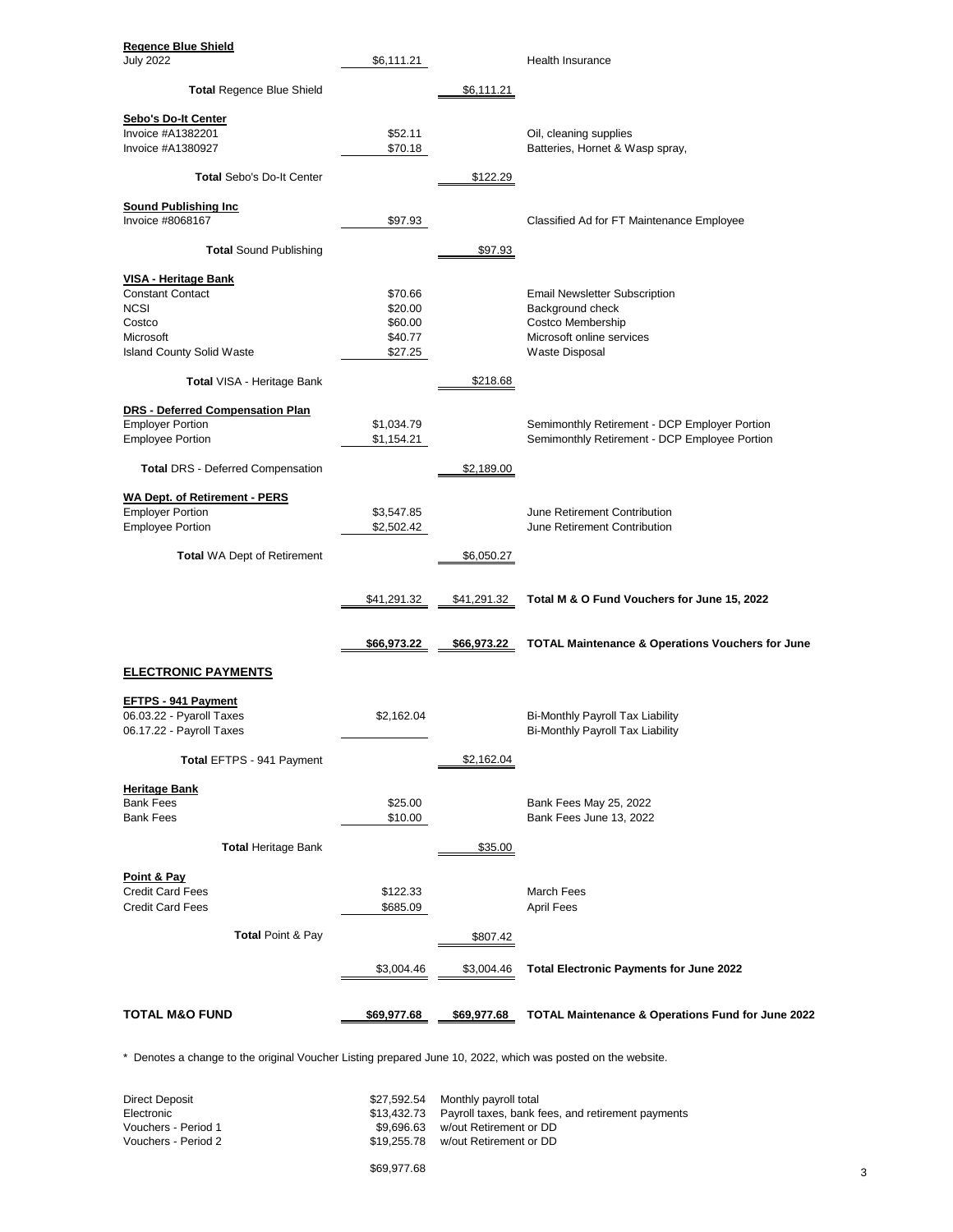| | | | |
|---|---|---|---|
| **Regence Blue Shield** | | | |
| July 2022 | $6,111.21 | | Health Insurance |
| **Total** Regence Blue Shield | | $6,111.21 | |
| **Sebo's Do-It Center** | | | |
| Invoice #A1382201 | $52.11 | | Oil, cleaning supplies |
| Invoice #A1380927 | $70.18 | | Batteries, Hornet & Wasp spray, |
| **Total** Sebo's Do-It Center | | $122.29 | |
| **Sound Publishing Inc** | | | |
| Invoice #8068167 | $97.93 | | Classified Ad for FT Maintenance Employee |
| **Total** Sound Publishing | | $97.93 | |
| **VISA - Heritage Bank** | | | |
| Constant Contact | $70.66 | | Email Newsletter Subscription |
| NCSI | $20.00 | | Background check |
| Costco | $60.00 | | Costco Membership |
| Microsoft | $40.77 | | Microsoft online services |
| Island County Solid Waste | $27.25 | | Waste Disposal |
| **Total** VISA - Heritage Bank | | $218.68 | |
| **DRS - Deferred Compensation Plan** | | | |
| Employer Portion | $1,034.79 | | Semimonthly Retirement - DCP Employer Portion |
| Employee Portion | $1,154.21 | | Semimonthly Retirement - DCP Employee Portion |
| **Total** DRS - Deferred Compensation | | $2,189.00 | |
| **WA Dept. of Retirement - PERS** | | | |
| Employer Portion | $3,547.85 | | June Retirement Contribution |
| Employee Portion | $2,502.42 | | June Retirement Contribution |
| **Total** WA Dept of Retirement | | $6,050.27 | |
| | $41,291.32 | $41,291.32 | **Total M & O Fund Vouchers for June 15, 2022** |
| | **$66,973.22** | **$66,973.22** | **TOTAL Maintenance & Operations Vouchers for June** |

## ELECTRONIC PAYMENTS

| | | | |
|---|---|---|---|
| **EFTPS - 941 Payment** | | | |
| 06.03.22 - Pyaroll Taxes | $2,162.04 | | Bi-Monthly Payroll Tax Liability |
| 06.17.22 - Payroll Taxes | | | Bi-Monthly Payroll Tax Liability |
| **Total** EFTPS - 941 Payment | | $2,162.04 | |
| **Heritage Bank** | | | |
| Bank Fees | $25.00 | | Bank Fees May 25, 2022 |
| Bank Fees | $10.00 | | Bank Fees June 13, 2022 |
| **Total** Heritage Bank | | $35.00 | |
| **Point & Pay** | | | |
| Credit Card Fees | $122.33 | | March Fees |
| Credit Card Fees | $685.09 | | April Fees |
| **Total** Point & Pay | | $807.42 | |
| | $3,004.46 | $3,004.46 | **Total Electronic Payments for June 2022** |
| **TOTAL M&O FUND** | **$69,977.68** | **$69,977.68** | **TOTAL Maintenance & Operations Fund for June 2022** |

* Denotes a change to the original Voucher Listing prepared June 10, 2022, which was posted on the website.

| | | |
|---|---|---|
| Direct Deposit | $27,592.54 | Monthly payroll total |
| Electronic | $13,432.73 | Payroll taxes, bank fees, and retirement payments |
| Vouchers - Period 1 | $9,696.63 | w/out Retirement or DD |
| Vouchers - Period 2 | $19,255.78 | w/out Retirement or DD |
| | $69,977.68 | |